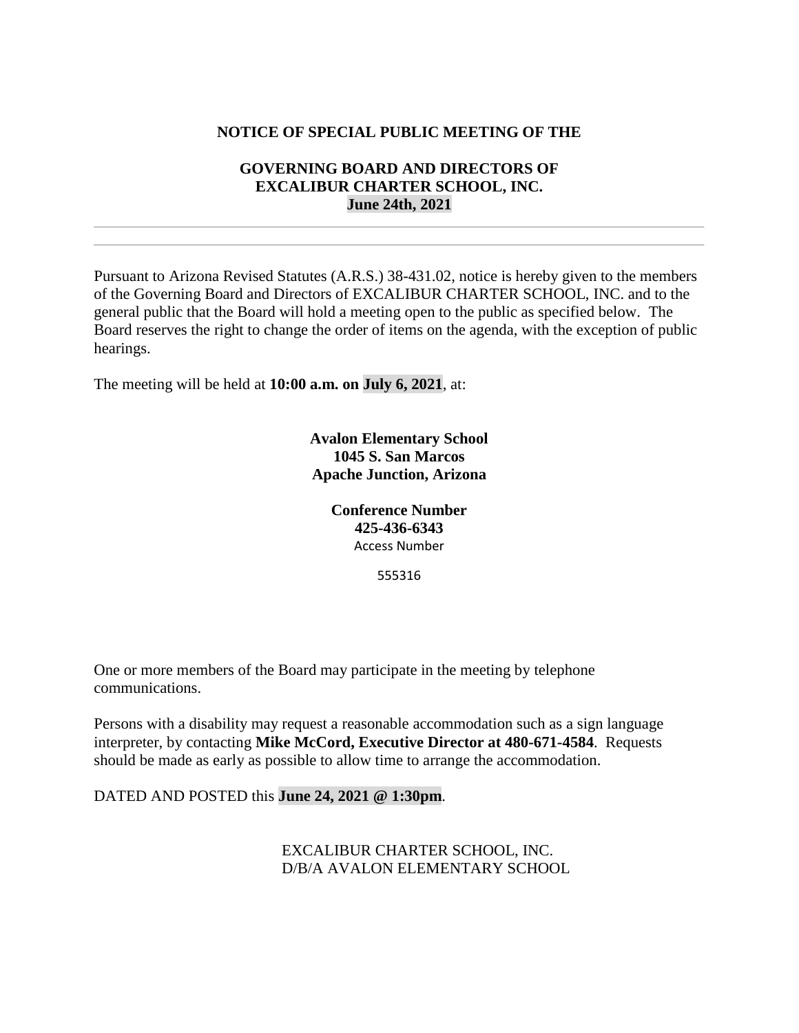**NOTICE OF SPECIAL PUBLIC MEETING OF THE**

**GOVERNING BOARD AND DIRECTORS OF**
**EXCALIBUR CHARTER SCHOOL, INC.**
**June 24th, 2021**

---

---

Pursuant to Arizona Revised Statutes (A.R.S.) 38-431.02, notice is hereby given to the members of the Governing Board and Directors of EXCALIBUR CHARTER SCHOOL, INC. and to the general public that the Board will hold a meeting open to the public as specified below. The Board reserves the right to change the order of items on the agenda, with the exception of public hearings.

The meeting will be held at **10:00 a.m. on July 6, 2021**, at:

**Avalon Elementary School**
**1045 S. San Marcos**
**Apache Junction, Arizona**

**Conference Number**
**425-436-6343**
Access Number

555316

One or more members of the Board may participate in the meeting by telephone communications.

Persons with a disability may request a reasonable accommodation such as a sign language interpreter, by contacting **Mike McCord, Executive Director at 480-671-4584**. Requests should be made as early as possible to allow time to arrange the accommodation.

DATED AND POSTED this **June 24, 2021 @ 1:30pm**.

EXCALIBUR CHARTER SCHOOL, INC.
D/B/A AVALON ELEMENTARY SCHOOL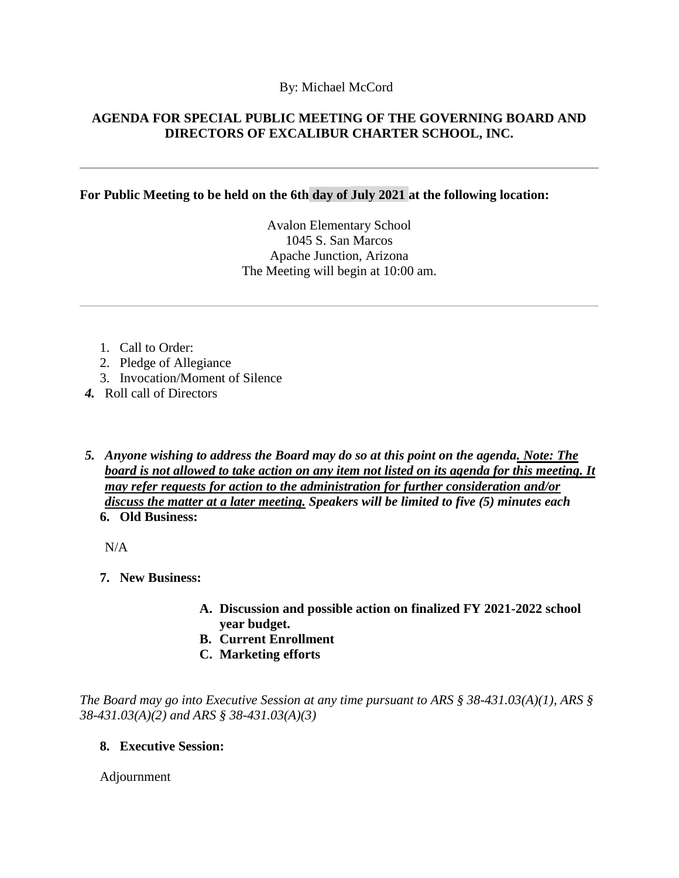By: Michael McCord

**AGENDA FOR SPECIAL PUBLIC MEETING OF THE GOVERNING BOARD AND DIRECTORS OF EXCALIBUR CHARTER SCHOOL, INC.**

---

**For Public Meeting to be held on the 6th day of July 2021 at the following location:**

Avalon Elementary School
1045 S. San Marcos
Apache Junction, Arizona
The Meeting will begin at 10:00 am.

---

1. Call to Order:
2. Pledge of Allegiance
3. Invocation/Moment of Silence
4. Roll call of Directors

5. ***Anyone wishing to address the Board may do so at this point on the agenda. <u>Note: The board is not allowed to take action on any item not listed on its agenda for this meeting. It may refer requests for action to the administration for further consideration and/or discuss the matter at a later meeting.</u> Speakers will be limited to five (5) minutes each***
6. **Old Business:**

   N/A

7. **New Business:**

   A. **Discussion and possible action on finalized FY 2021-2022 school year budget.**
   B. **Current Enrollment**
   C. **Marketing efforts**

*The Board may go into Executive Session at any time pursuant to ARS § 38-431.03(A)(1), ARS § 38-431.03(A)(2) and ARS § 38-431.03(A)(3)*

8. **Executive Session:**

Adjournment